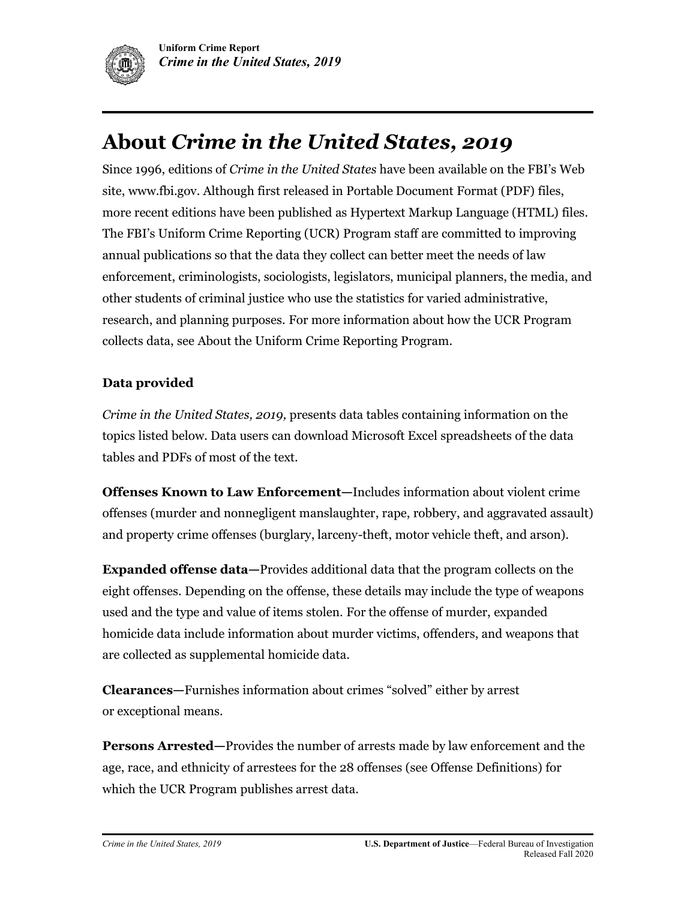# About *Crime in the United States, 2019*

Since 1996, editions of *Crime in the United States* have been available on the FBI's Web site, www.fbi.gov. Although first released in Portable Document Format (PDF) files, more recent editions have been published as Hypertext Markup Language (HTML) files. The FBI's Uniform Crime Reporting (UCR) Program staff are committed to improving annual publications so that the data they collect can better meet the needs of law enforcement, criminologists, sociologists, legislators, municipal planners, the media, and other students of criminal justice who use the statistics for varied administrative, research, and planning purposes. For more information about how the UCR Program collects data, see About the Uniform Crime Reporting Program.

### Data provided

*Crime in the United States, 2019,* presents data tables containing information on the topics listed below. Data users can download Microsoft Excel spreadsheets of the data tables and PDFs of most of the text.

**Offenses Known to Law Enforcement—**Includes information about violent crime offenses (murder and nonnegligent manslaughter, rape, robbery, and aggravated assault) and property crime offenses (burglary, larceny-theft, motor vehicle theft, and arson).

**Expanded offense data—**Provides additional data that the program collects on the eight offenses. Depending on the offense, these details may include the type of weapons used and the type and value of items stolen. For the offense of murder, expanded homicide data include information about murder victims, offenders, and weapons that are collected as supplemental homicide data.

**Clearances—**Furnishes information about crimes "solved" either by arrest or exceptional means.

**Persons Arrested—**Provides the number of arrests made by law enforcement and the age, race, and ethnicity of arrestees for the 28 offenses (see Offense Definitions) for which the UCR Program publishes arrest data.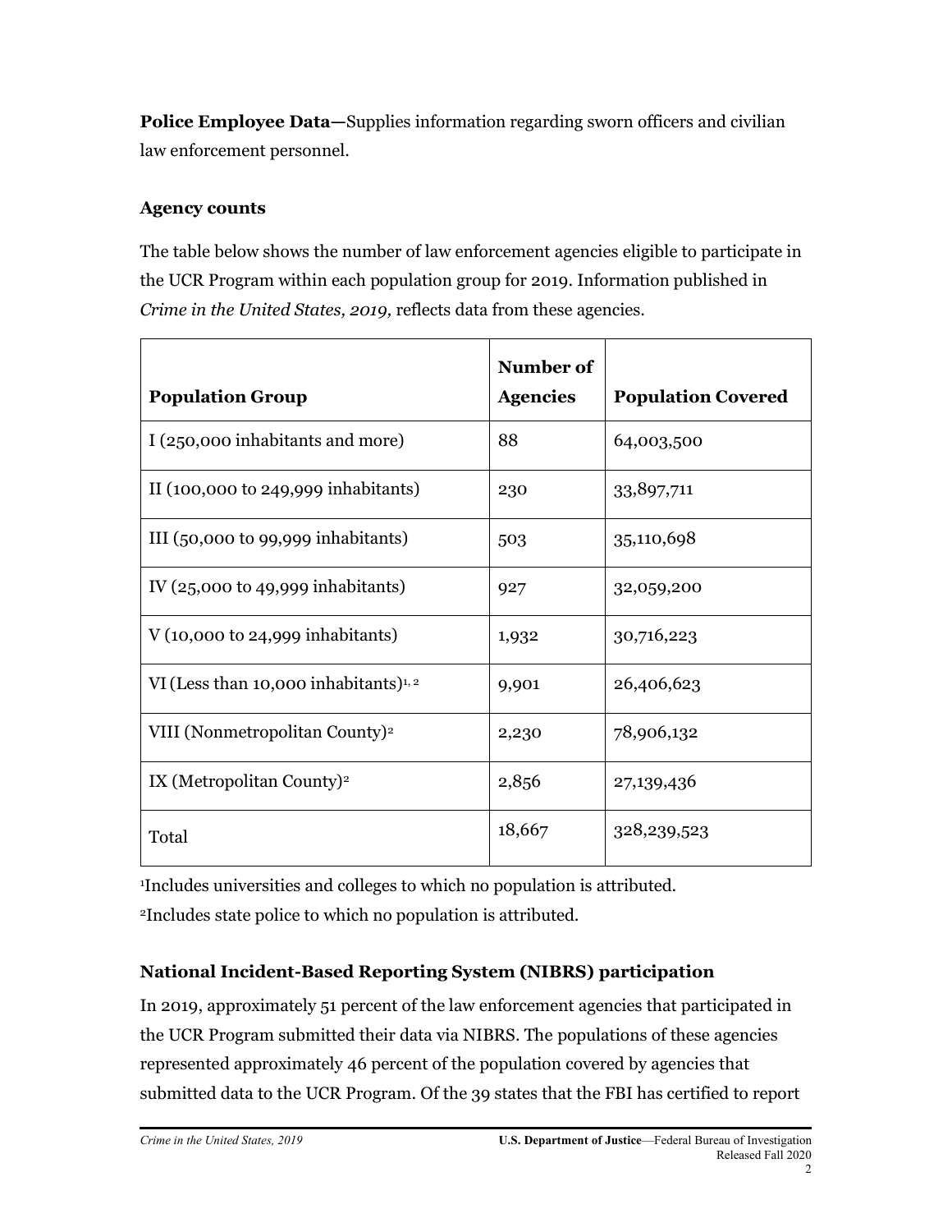**Police Employee Data—**Supplies information regarding sworn officers and civilian law enforcement personnel.

### Agency counts

The table below shows the number of law enforcement agencies eligible to participate in the UCR Program within each population group for 2019. Information published in *Crime in the United States, 2019,* reflects data from these agencies.

| Population Group | Number of Agencies | Population Covered |
|---|---|---|
| I (250,000 inhabitants and more) | 88 | 64,003,500 |
| II (100,000 to 249,999 inhabitants) | 230 | 33,897,711 |
| III (50,000 to 99,999 inhabitants) | 503 | 35,110,698 |
| IV (25,000 to 49,999 inhabitants) | 927 | 32,059,200 |
| V (10,000 to 24,999 inhabitants) | 1,932 | 30,716,223 |
| VI (Less than 10,000 inhabitants)[1, 2] | 9,901 | 26,406,623 |
| VIII (Nonmetropolitan County)[2] | 2,230 | 78,906,132 |
| IX (Metropolitan County)[2] | 2,856 | 27,139,436 |
| Total | 18,667 | 328,239,523 |

[1]Includes universities and colleges to which no population is attributed.
[2]Includes state police to which no population is attributed.

### National Incident-Based Reporting System (NIBRS) participation

In 2019, approximately 51 percent of the law enforcement agencies that participated in the UCR Program submitted their data via NIBRS. The populations of these agencies represented approximately 46 percent of the population covered by agencies that submitted data to the UCR Program. Of the 39 states that the FBI has certified to report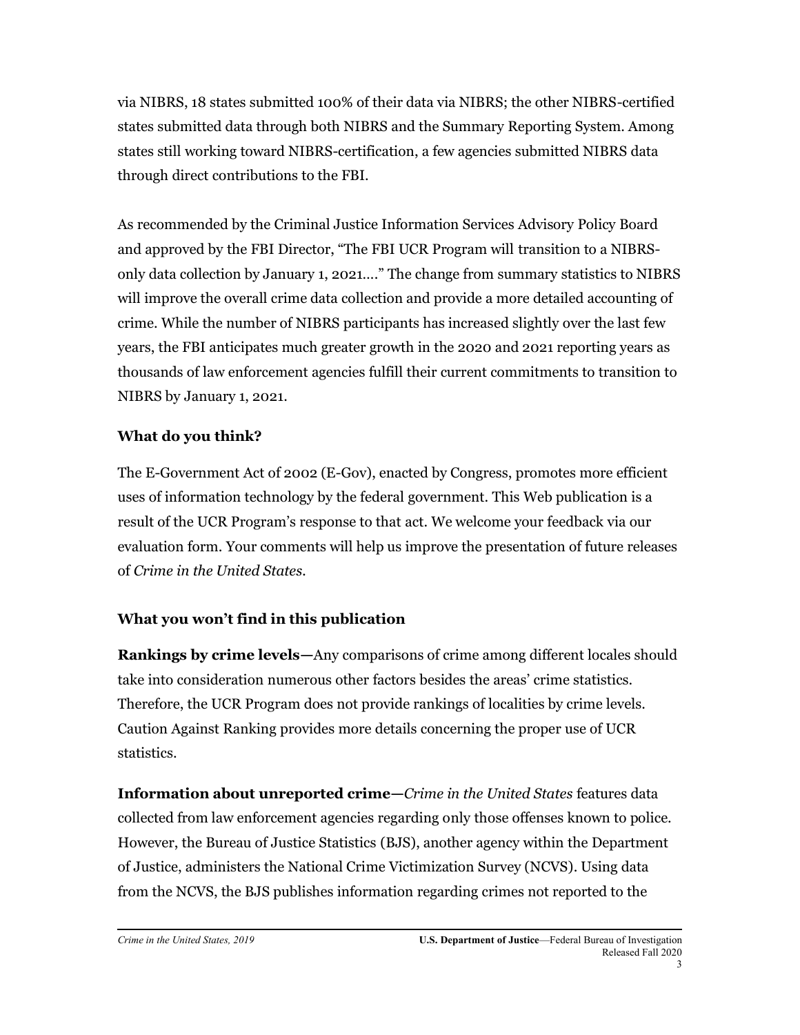via NIBRS, 18 states submitted 100% of their data via NIBRS; the other NIBRS-certified states submitted data through both NIBRS and the Summary Reporting System. Among states still working toward NIBRS-certification, a few agencies submitted NIBRS data through direct contributions to the FBI.

As recommended by the Criminal Justice Information Services Advisory Policy Board and approved by the FBI Director, "The FBI UCR Program will transition to a NIBRS-only data collection by January 1, 2021…." The change from summary statistics to NIBRS will improve the overall crime data collection and provide a more detailed accounting of crime. While the number of NIBRS participants has increased slightly over the last few years, the FBI anticipates much greater growth in the 2020 and 2021 reporting years as thousands of law enforcement agencies fulfill their current commitments to transition to NIBRS by January 1, 2021.

### What do you think?

The E-Government Act of 2002 (E-Gov), enacted by Congress, promotes more efficient uses of information technology by the federal government. This Web publication is a result of the UCR Program's response to that act. We welcome your feedback via our evaluation form. Your comments will help us improve the presentation of future releases of *Crime in the United States*.

### What you won't find in this publication

**Rankings by crime levels—**Any comparisons of crime among different locales should take into consideration numerous other factors besides the areas' crime statistics. Therefore, the UCR Program does not provide rankings of localities by crime levels. Caution Against Ranking provides more details concerning the proper use of UCR statistics.

**Information about unreported crime—***Crime in the United States* features data collected from law enforcement agencies regarding only those offenses known to police. However, the Bureau of Justice Statistics (BJS), another agency within the Department of Justice, administers the National Crime Victimization Survey (NCVS). Using data from the NCVS, the BJS publishes information regarding crimes not reported to the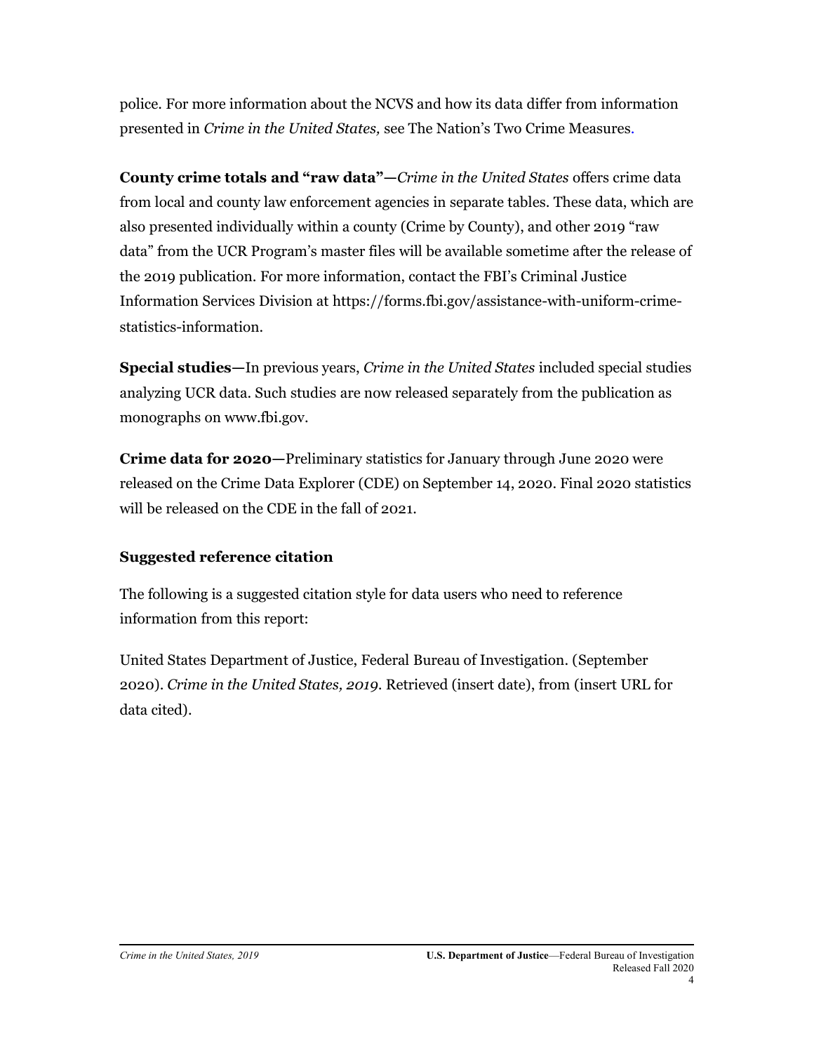police. For more information about the NCVS and how its data differ from information presented in *Crime in the United States,* see The Nation's Two Crime Measures.

**County crime totals and "raw data"—***Crime in the United States* offers crime data from local and county law enforcement agencies in separate tables. These data, which are also presented individually within a county (Crime by County), and other 2019 "raw data" from the UCR Program's master files will be available sometime after the release of the 2019 publication. For more information, contact the FBI's Criminal Justice Information Services Division at https://forms.fbi.gov/assistance-with-uniform-crime-statistics-information.

**Special studies—**In previous years, *Crime in the United States* included special studies analyzing UCR data. Such studies are now released separately from the publication as monographs on www.fbi.gov.

**Crime data for 2020—**Preliminary statistics for January through June 2020 were released on the Crime Data Explorer (CDE) on September 14, 2020. Final 2020 statistics will be released on the CDE in the fall of 2021.

### Suggested reference citation

The following is a suggested citation style for data users who need to reference information from this report:

United States Department of Justice, Federal Bureau of Investigation. (September 2020). *Crime in the United States, 2019.* Retrieved (insert date), from (insert URL for data cited).